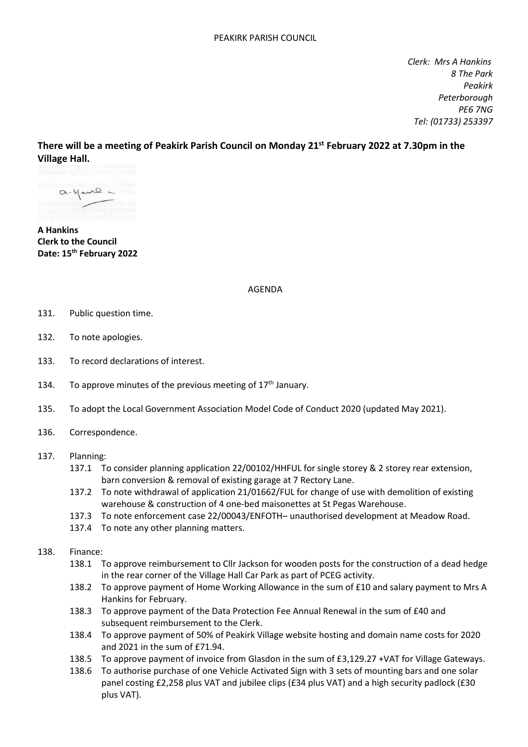PEAKIRK PARISH COUNCIL

*Clerk: Mrs A Hankins*
*8 The Park*
*Peakirk*
*Peterborough*
*PE6 7NG*
*Tel: (01733) 253397*

**There will be a meeting of Peakirk Parish Council on Monday 21st February 2022 at 7.30pm in the Village Hall.**

**A Hankins**
**Clerk to the Council**
**Date: 15th February 2022**

AGENDA

131. Public question time.

132. To note apologies.

133. To record declarations of interest.

134. To approve minutes of the previous meeting of 17th January.

135. To adopt the Local Government Association Model Code of Conduct 2020 (updated May 2021).

136. Correspondence.

137. Planning:
    - 137.1 To consider planning application 22/00102/HHFUL for single storey & 2 storey rear extension, barn conversion & removal of existing garage at 7 Rectory Lane.
    - 137.2 To note withdrawal of application 21/01662/FUL for change of use with demolition of existing warehouse & construction of 4 one-bed maisonettes at St Pegas Warehouse.
    - 137.3 To note enforcement case 22/00043/ENFOTH– unauthorised development at Meadow Road.
    - 137.4 To note any other planning matters.

138. Finance:
    - 138.1 To approve reimbursement to Cllr Jackson for wooden posts for the construction of a dead hedge in the rear corner of the Village Hall Car Park as part of PCEG activity.
    - 138.2 To approve payment of Home Working Allowance in the sum of £10 and salary payment to Mrs A Hankins for February.
    - 138.3 To approve payment of the Data Protection Fee Annual Renewal in the sum of £40 and subsequent reimbursement to the Clerk.
    - 138.4 To approve payment of 50% of Peakirk Village website hosting and domain name costs for 2020 and 2021 in the sum of £71.94.
    - 138.5 To approve payment of invoice from Glasdon in the sum of £3,129.27 +VAT for Village Gateways.
    - 138.6 To authorise purchase of one Vehicle Activated Sign with 3 sets of mounting bars and one solar panel costing £2,258 plus VAT and jubilee clips (£34 plus VAT) and a high security padlock (£30 plus VAT).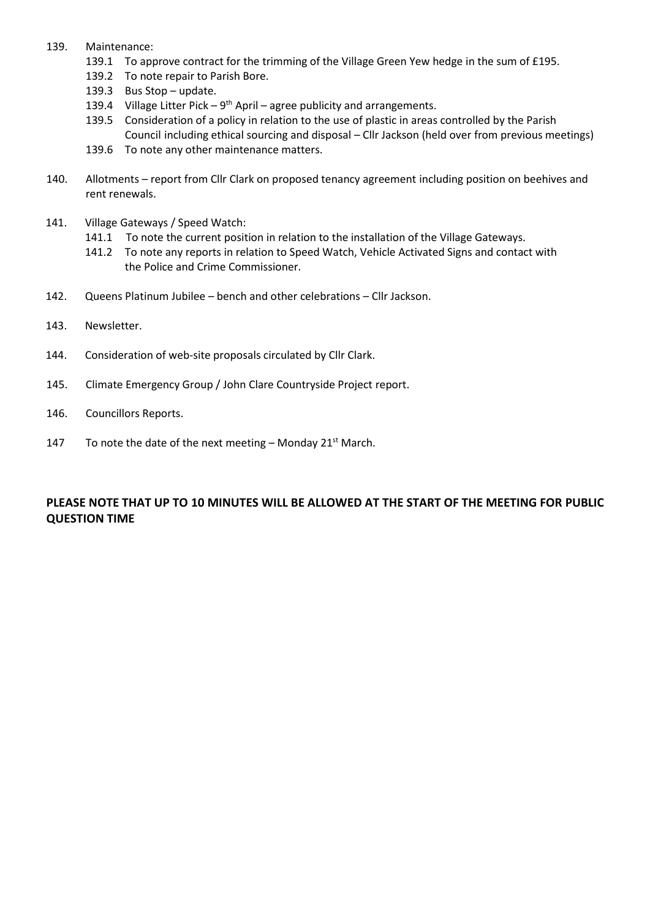139. Maintenance:
    - 139.1 To approve contract for the trimming of the Village Green Yew hedge in the sum of £195.
    - 139.2 To note repair to Parish Bore.
    - 139.3 Bus Stop – update.
    - 139.4 Village Litter Pick – 9th April – agree publicity and arrangements.
    - 139.5 Consideration of a policy in relation to the use of plastic in areas controlled by the Parish Council including ethical sourcing and disposal – Cllr Jackson (held over from previous meetings)
    - 139.6 To note any other maintenance matters.

140. Allotments – report from Cllr Clark on proposed tenancy agreement including position on beehives and rent renewals.

141. Village Gateways / Speed Watch:
    - 141.1 To note the current position in relation to the installation of the Village Gateways.
    - 141.2 To note any reports in relation to Speed Watch, Vehicle Activated Signs and contact with the Police and Crime Commissioner.

142. Queens Platinum Jubilee – bench and other celebrations – Cllr Jackson.

143. Newsletter.

144. Consideration of web-site proposals circulated by Cllr Clark.

145. Climate Emergency Group / John Clare Countryside Project report.

146. Councillors Reports.

147 To note the date of the next meeting – Monday 21st March.

**PLEASE NOTE THAT UP TO 10 MINUTES WILL BE ALLOWED AT THE START OF THE MEETING FOR PUBLIC QUESTION TIME**